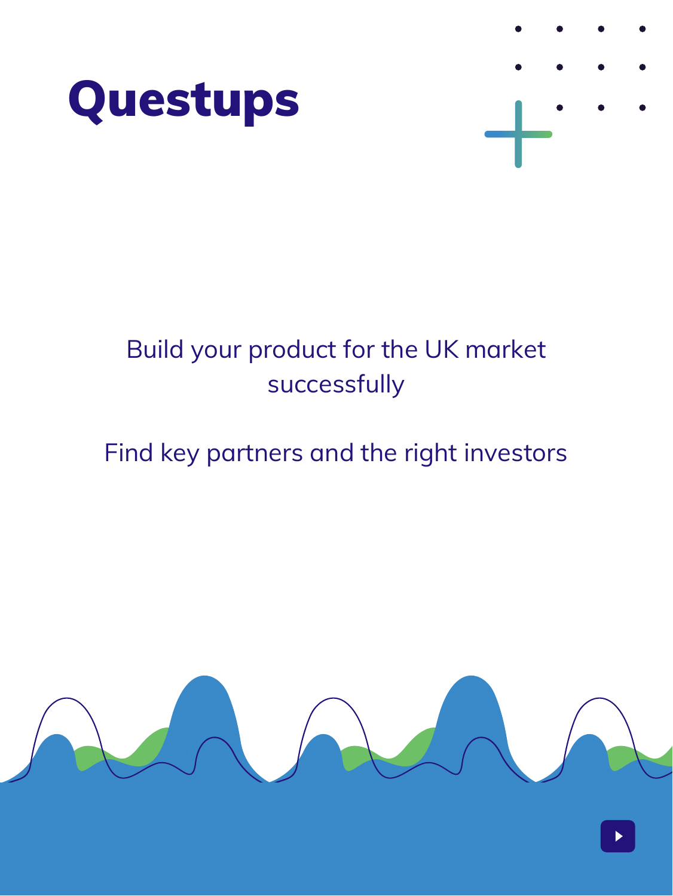# Questups

Build your product for the UK market successfully

Find key partners and the right investors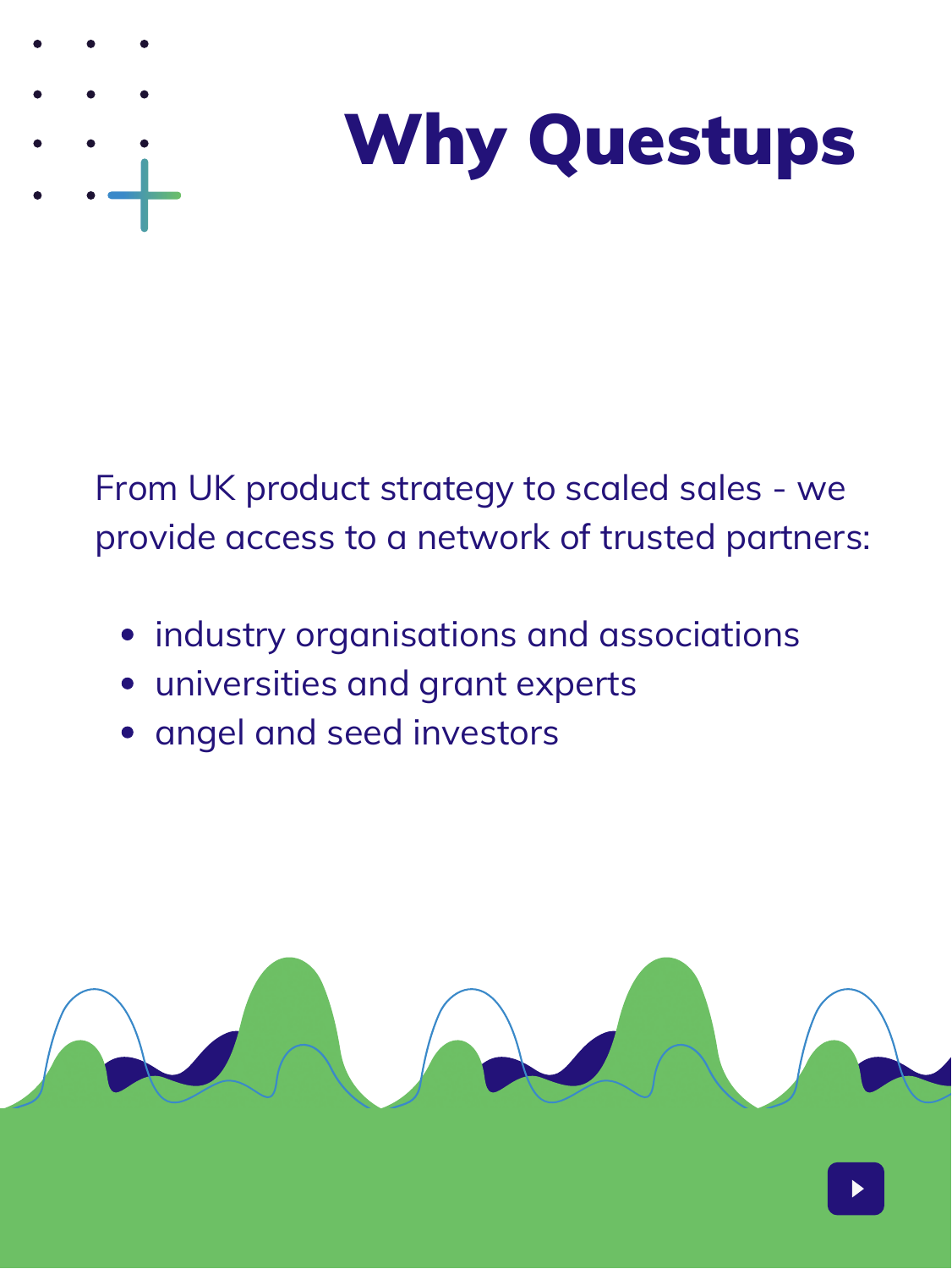# Why Questups

From UK product strategy to scaled sales - we provide access to a network of trusted partners:

- industry organisations and associations
- universities and grant experts
- angel and seed investors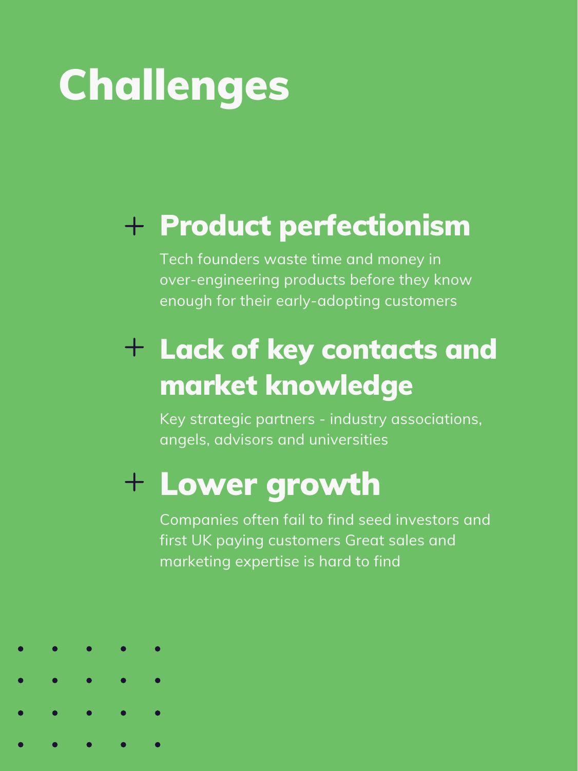# Challenges

## Product perfectionism

Tech founders waste time and money in over-engineering products before they know enough for their early-adopting customers

## Lack of key contacts and market knowledge

Key strategic partners - industry associations, angels, advisors and universities

## Lower growth

Companies often fail to find seed investors and first UK paying customers Great sales and marketing expertise is hard to find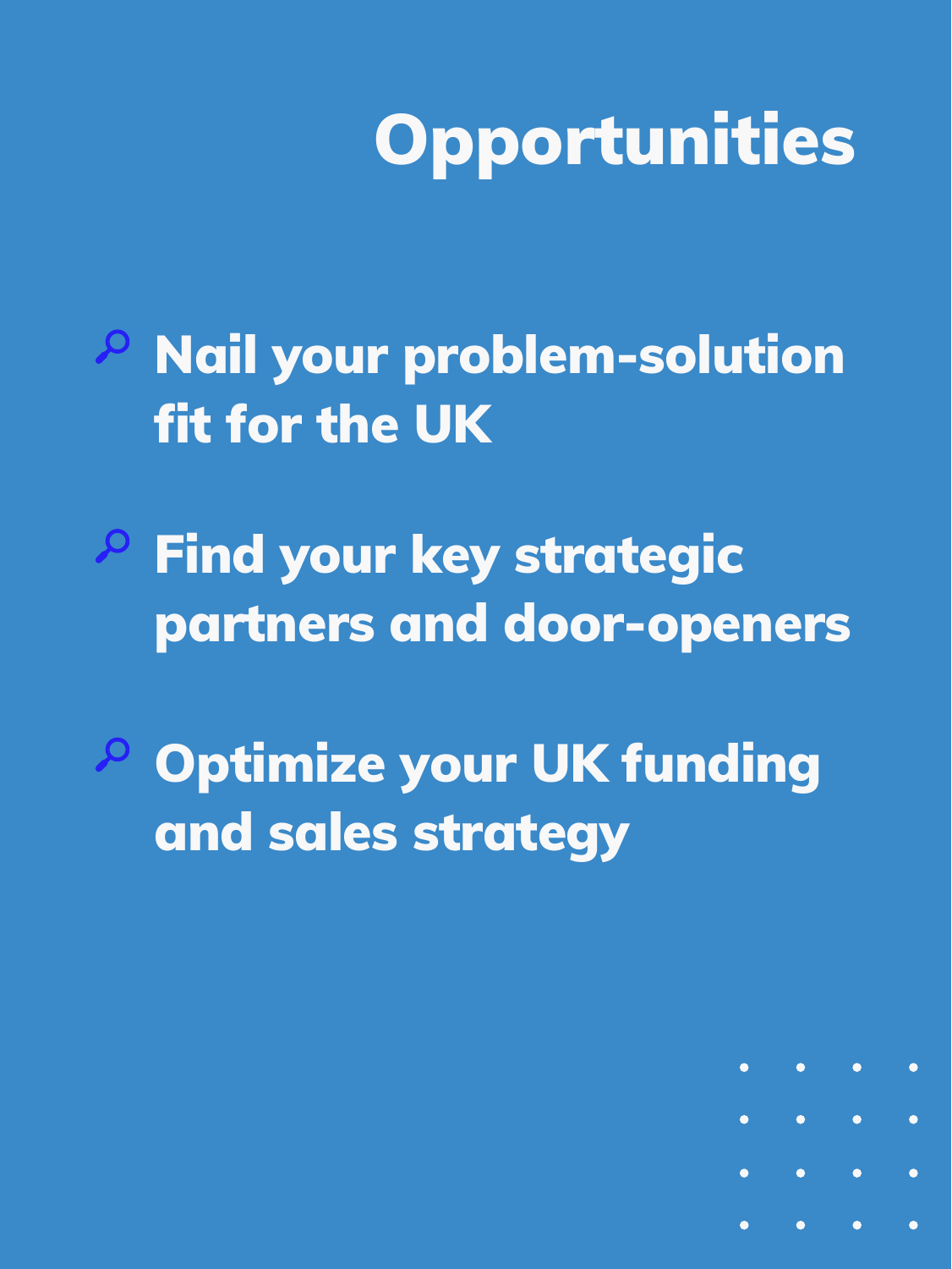# Opportunities

- Nail your problem-solution fit for the UK
- Find your key strategic partners and door-openers
- Optimize your UK funding and sales strategy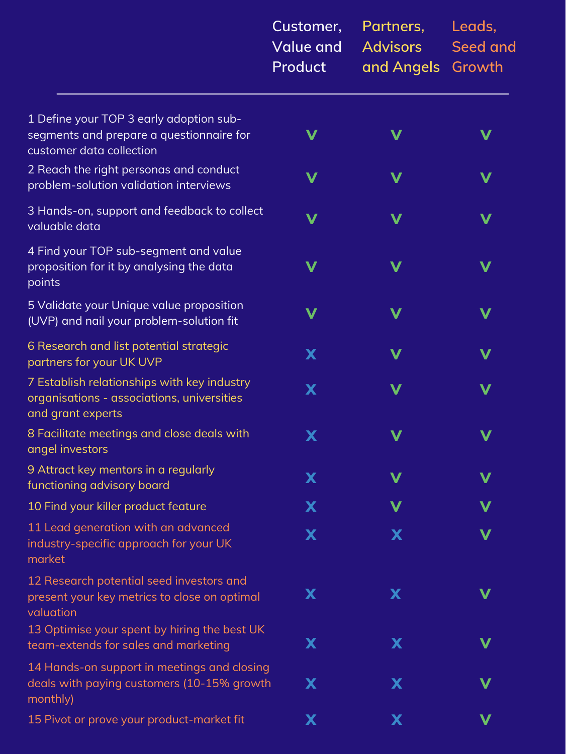| | Customer, Value and Product | Partners, Advisors and Angels | Leads, Seed and Growth |
|---|---|---|---|
| 1 Define your TOP 3 early adoption sub-segments and prepare a questionnaire for customer data collection | V | V | V |
| 2 Reach the right personas and conduct problem-solution validation interviews | V | V | V |
| 3 Hands-on, support and feedback to collect valuable data | V | V | V |
| 4 Find your TOP sub-segment and value proposition for it by analysing the data points | V | V | V |
| 5 Validate your Unique value proposition (UVP) and nail your problem-solution fit | V | V | V |
| 6 Research and list potential strategic partners for your UK UVP | X | V | V |
| 7 Establish relationships with key industry organisations - associations, universities and grant experts | X | V | V |
| 8 Facilitate meetings and close deals with angel investors | X | V | V |
| 9 Attract key mentors in a regularly functioning advisory board | X | V | V |
| 10 Find your killer product feature | X | V | V |
| 11 Lead generation with an advanced industry-specific approach for your UK market | X | X | V |
| 12 Research potential seed investors and present your key metrics to close on optimal valuation | X | X | V |
| 13 Optimise your spent by hiring the best UK team-extends for sales and marketing | X | X | V |
| 14 Hands-on support in meetings and closing deals with paying customers (10-15% growth monthly) | X | X | V |
| 15 Pivot or prove your product-market fit | X | X | V |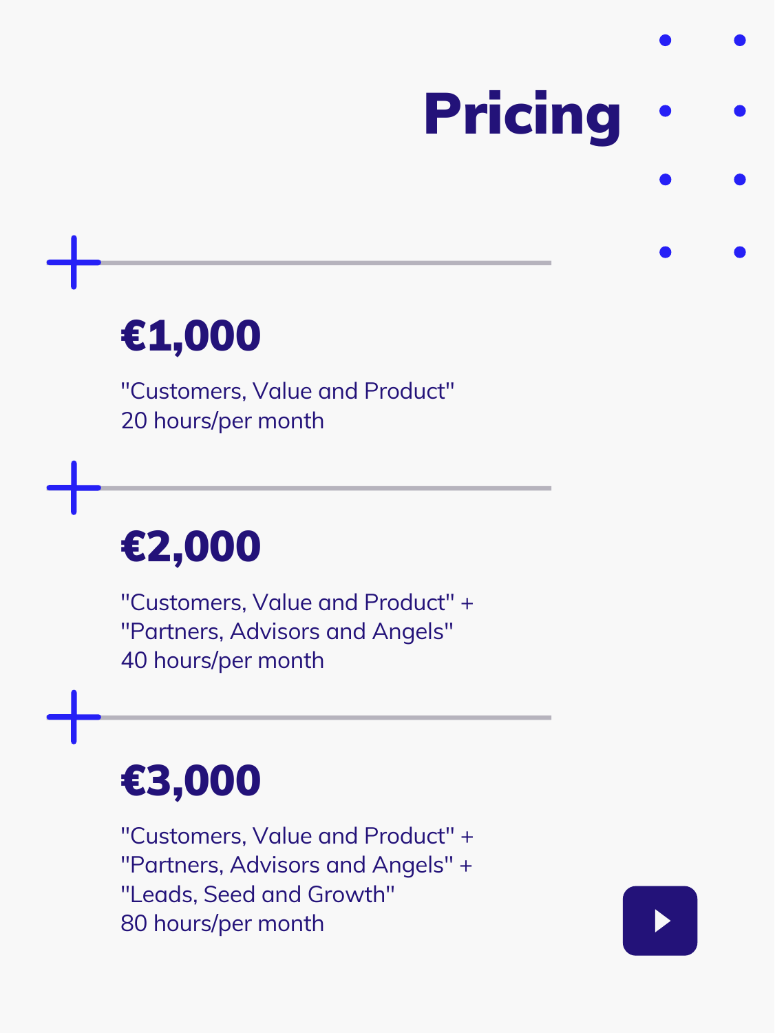# Pricing

## €1,000

"Customers, Value and Product"
20 hours/per month

## €2,000

"Customers, Value and Product" +
"Partners, Advisors and Angels"
40 hours/per month

## €3,000

"Customers, Value and Product" +
"Partners, Advisors and Angels" +
"Leads, Seed and Growth"
80 hours/per month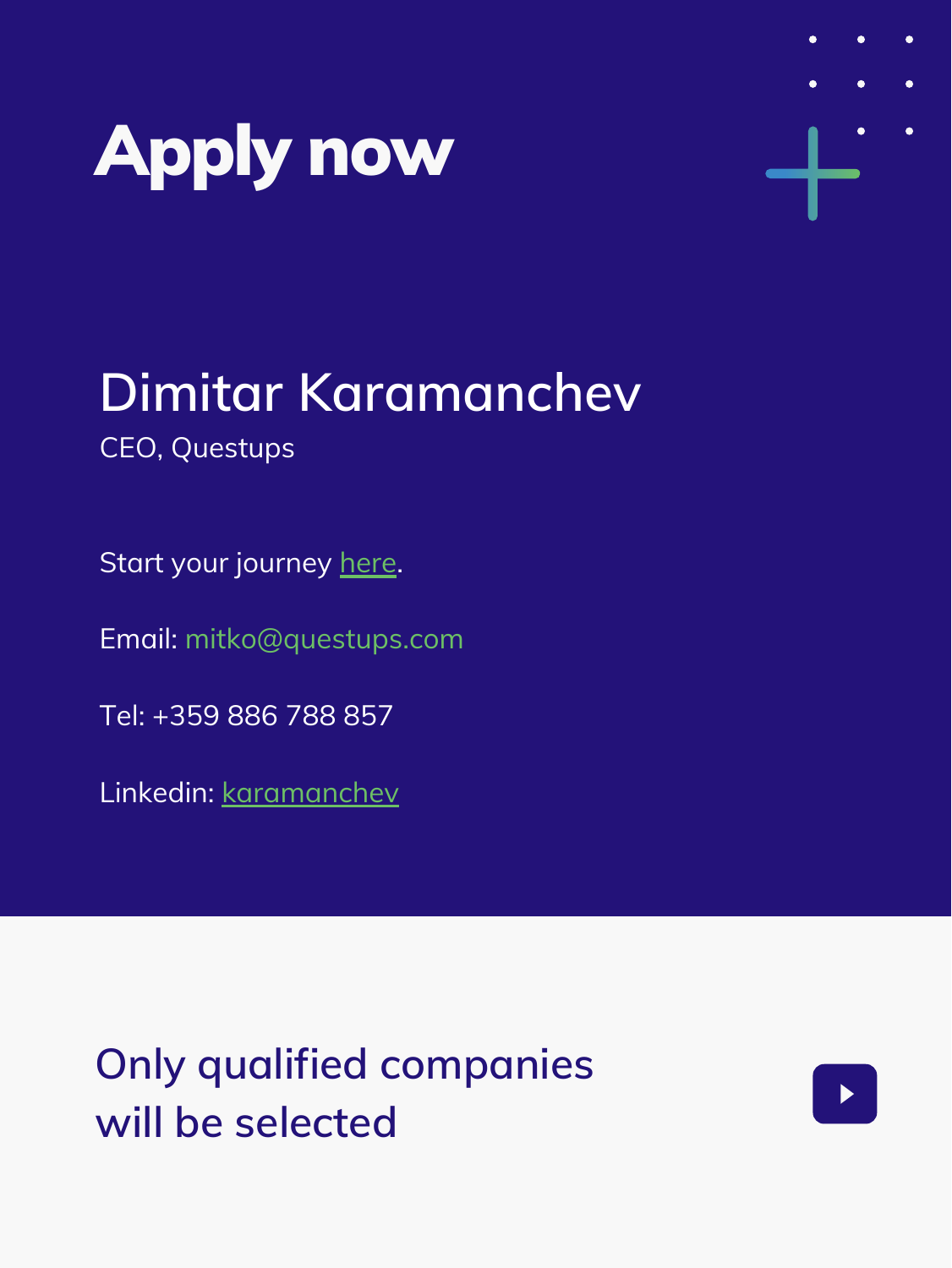# Apply now

## Dimitar Karamanchev

CEO, Questups

Start your journey here.

Email: mitko@questups.com

Tel: +359 886 788 857

Linkedin: karamanchev

Only qualified companies will be selected